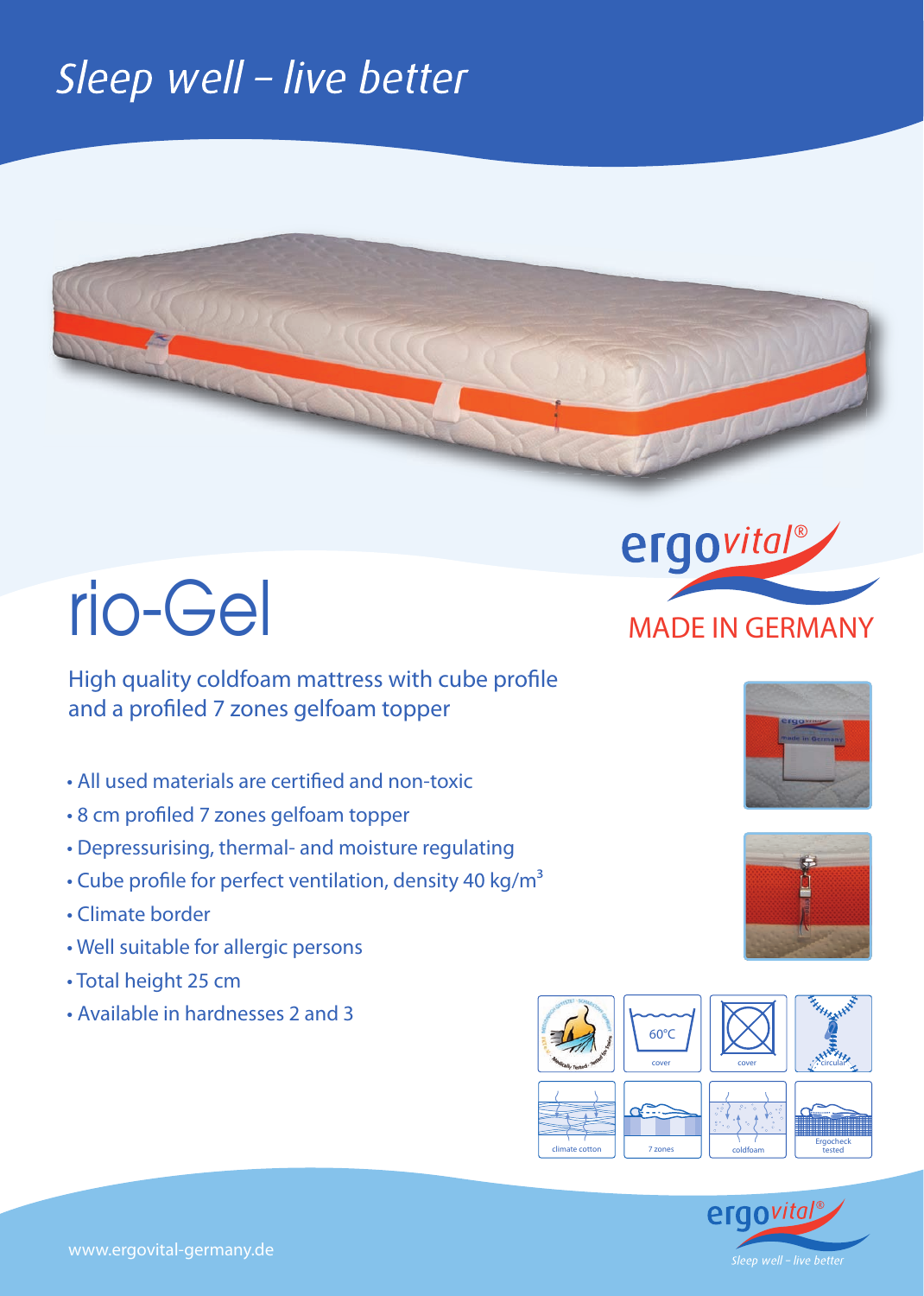# Sleep well – live better

ergovital®

MADE IN GERMANY

# rio-Gel

## High quality coldfoam mattress with cube profile and a profiled 7 zones gelfoam topper

- All used materials are certified and non-toxic
- 8 cm profiled 7 zones gelfoam topper
- Depressurising, thermal- and moisture regulating
- Cube profile for perfect ventilation, density 40 kg/$m^3$
- Climate border
- Well suitable for allergic persons
- Total height 25 cm
- Available in hardnesses 2 and 3

60°C cover

cover

circular

climate cotton

7 zones

coldfoam

Ergocheck tested

www.ergovital-germany.de

ergovital®

*Sleep well – live better*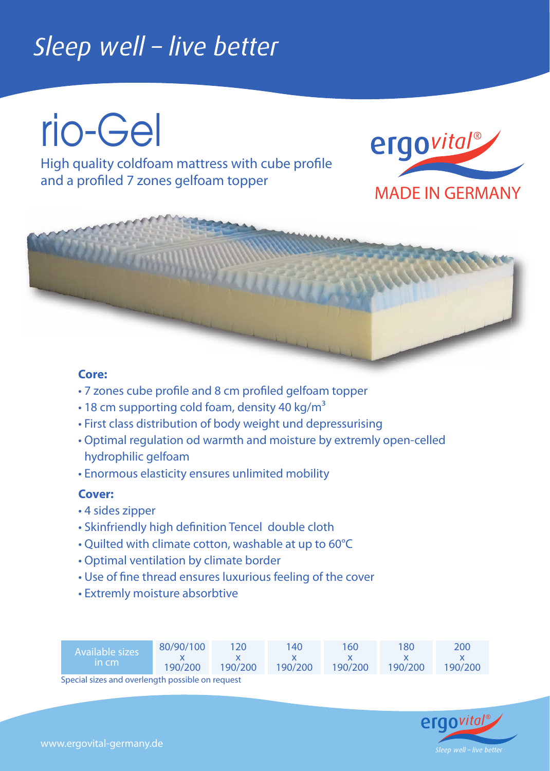*Sleep well – live better*

# rio-Gel

High quality coldfoam mattress with cube profile and a profiled 7 zones gelfoam topper

ergovital®

MADE IN GERMANY

**Core:**

- 7 zones cube profile and 8 cm profiled gelfoam topper
- 18 cm supporting cold foam, density 40 kg/$m^3$
- First class distribution of body weight und depressurising
- Optimal regulation od warmth and moisture by extremly open-celled hydrophilic gelfoam
- Enormous elasticity ensures unlimited mobility

**Cover:**

- 4 sides zipper
- Skinfriendly high definition Tencel double cloth
- Quilted with climate cotton, washable at up to 60°C
- Optimal ventilation by climate border
- Use of fine thread ensures luxurious feeling of the cover
- Extremly moisture absorbtive

| Available sizes in cm | 80/90/100 x 190/200 | 120 x 190/200 | 140 x 190/200 | 160 x 190/200 | 180 x 190/200 | 200 x 190/200 |
|---|---|---|---|---|---|---|

Special sizes and overlength possible on request

www.ergovital-germany.de

ergovital® *Sleep well – live better*